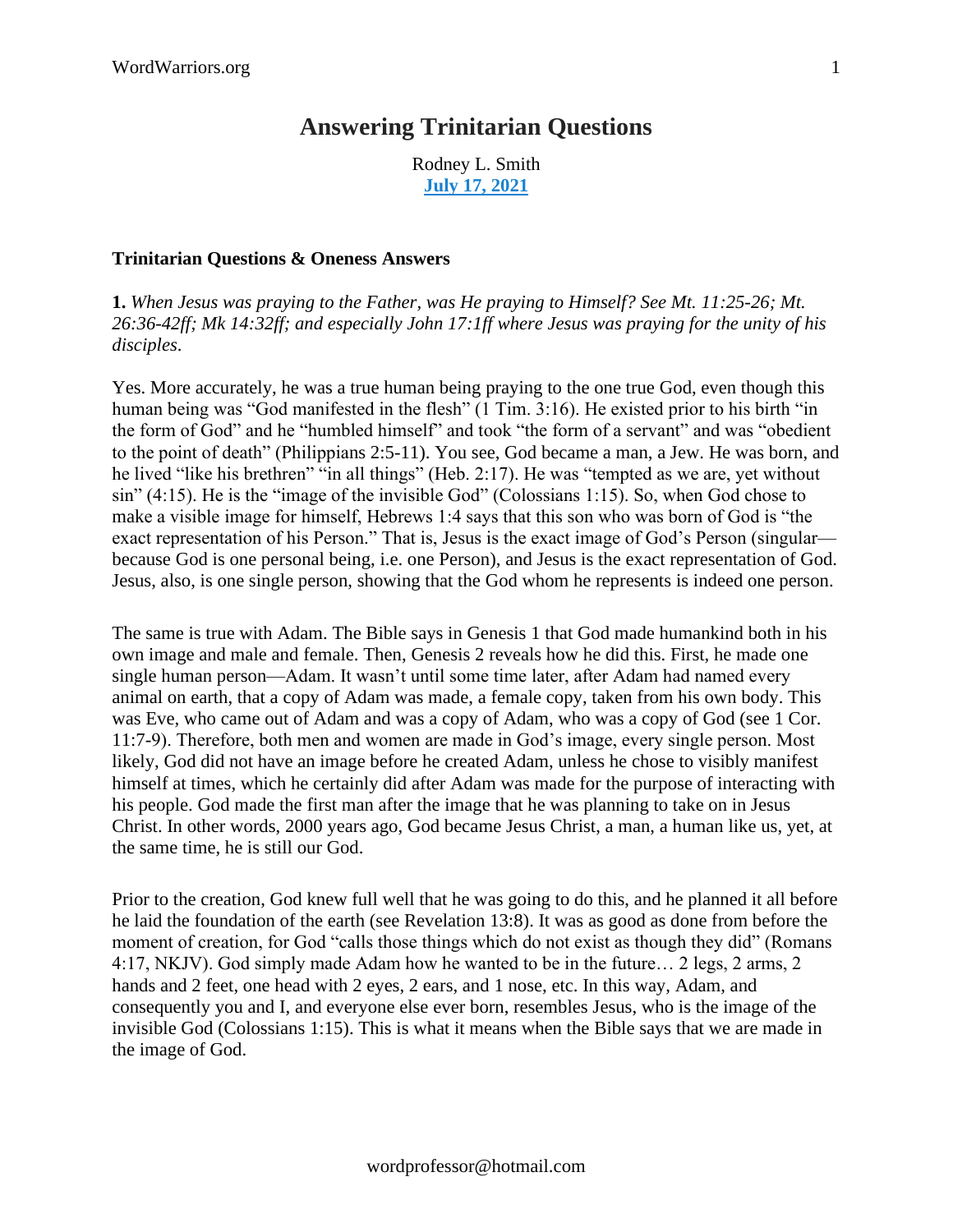# Answering Trinitarian Questions

Rodney L. Smith
[July 17, 2021]

**Trinitarian Questions & Oneness Answers**

**1.** *When Jesus was praying to the Father, was He praying to Himself? See Mt. 11:25-26; Mt. 26:36-42ff; Mk 14:32ff; and especially John 17:1ff where Jesus was praying for the unity of his disciples.*

Yes. More accurately, he was a true human being praying to the one true God, even though this human being was "God manifested in the flesh" (1 Tim. 3:16). He existed prior to his birth "in the form of God" and he "humbled himself" and took "the form of a servant" and was "obedient to the point of death" (Philippians 2:5-11). You see, God became a man, a Jew. He was born, and he lived "like his brethren" "in all things" (Heb. 2:17). He was "tempted as we are, yet without sin" (4:15). He is the "image of the invisible God" (Colossians 1:15). So, when God chose to make a visible image for himself, Hebrews 1:4 says that this son who was born of God is "the exact representation of his Person." That is, Jesus is the exact image of God's Person (singular—because God is one personal being, i.e. one Person), and Jesus is the exact representation of God. Jesus, also, is one single person, showing that the God whom he represents is indeed one person.

The same is true with Adam. The Bible says in Genesis 1 that God made humankind both in his own image and male and female. Then, Genesis 2 reveals how he did this. First, he made one single human person—Adam. It wasn't until some time later, after Adam had named every animal on earth, that a copy of Adam was made, a female copy, taken from his own body. This was Eve, who came out of Adam and was a copy of Adam, who was a copy of God (see 1 Cor. 11:7-9). Therefore, both men and women are made in God's image, every single person. Most likely, God did not have an image before he created Adam, unless he chose to visibly manifest himself at times, which he certainly did after Adam was made for the purpose of interacting with his people. God made the first man after the image that he was planning to take on in Jesus Christ. In other words, 2000 years ago, God became Jesus Christ, a man, a human like us, yet, at the same time, he is still our God.

Prior to the creation, God knew full well that he was going to do this, and he planned it all before he laid the foundation of the earth (see Revelation 13:8). It was as good as done from before the moment of creation, for God "calls those things which do not exist as though they did" (Romans 4:17, NKJV). God simply made Adam how he wanted to be in the future… 2 legs, 2 arms, 2 hands and 2 feet, one head with 2 eyes, 2 ears, and 1 nose, etc. In this way, Adam, and consequently you and I, and everyone else ever born, resembles Jesus, who is the image of the invisible God (Colossians 1:15). This is what it means when the Bible says that we are made in the image of God.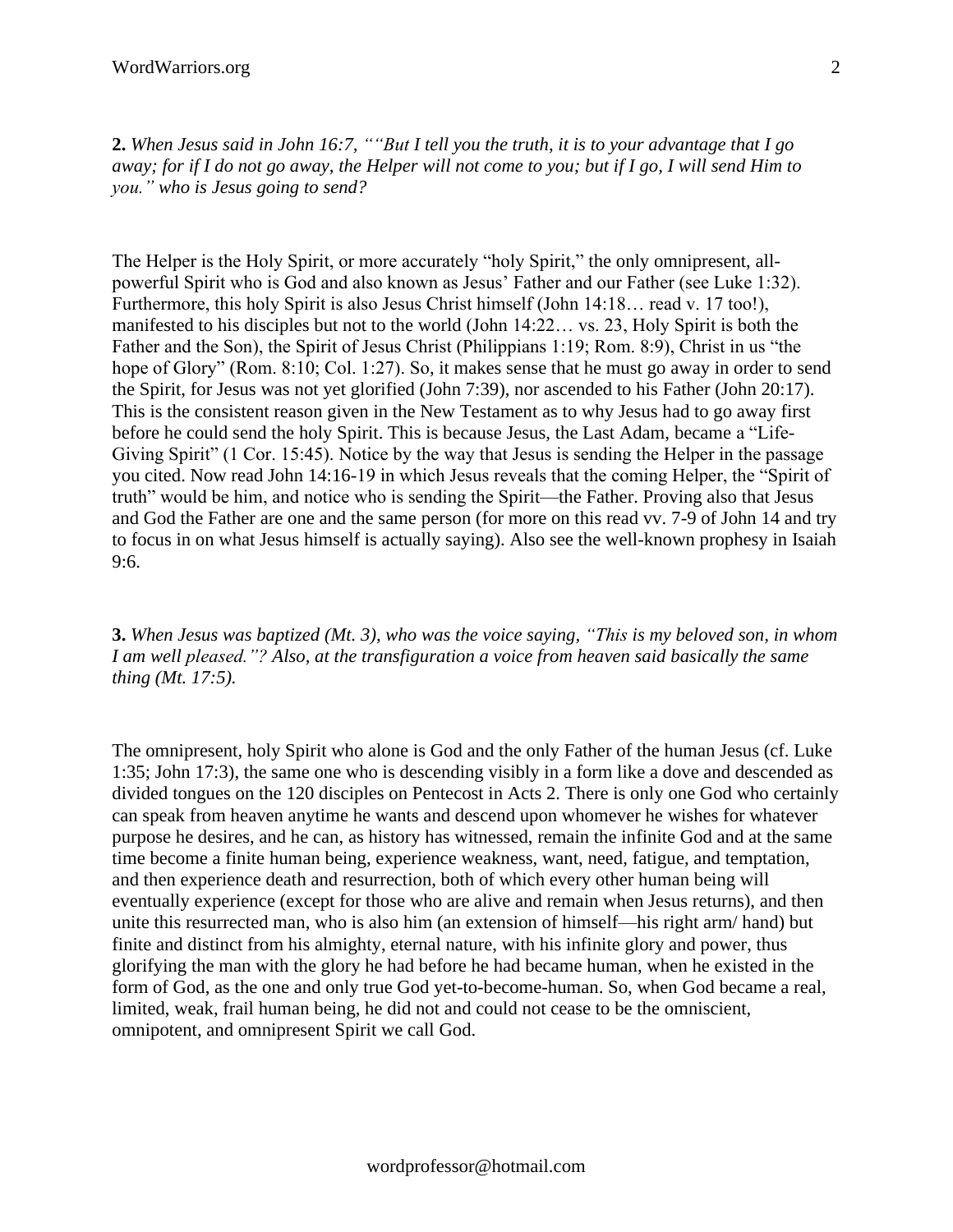**2.** *When Jesus said in John 16:7, ""But I tell you the truth, it is to your advantage that I go away; for if I do not go away, the Helper will not come to you; but if I go, I will send Him to you." who is Jesus going to send?*

The Helper is the Holy Spirit, or more accurately "holy Spirit," the only omnipresent, all-powerful Spirit who is God and also known as Jesus' Father and our Father (see Luke 1:32). Furthermore, this holy Spirit is also Jesus Christ himself (John 14:18… read v. 17 too!), manifested to his disciples but not to the world (John 14:22… vs. 23, Holy Spirit is both the Father and the Son), the Spirit of Jesus Christ (Philippians 1:19; Rom. 8:9), Christ in us "the hope of Glory" (Rom. 8:10; Col. 1:27). So, it makes sense that he must go away in order to send the Spirit, for Jesus was not yet glorified (John 7:39), nor ascended to his Father (John 20:17). This is the consistent reason given in the New Testament as to why Jesus had to go away first before he could send the holy Spirit. This is because Jesus, the Last Adam, became a "Life-Giving Spirit" (1 Cor. 15:45). Notice by the way that Jesus is sending the Helper in the passage you cited. Now read John 14:16-19 in which Jesus reveals that the coming Helper, the "Spirit of truth" would be him, and notice who is sending the Spirit—the Father. Proving also that Jesus and God the Father are one and the same person (for more on this read vv. 7-9 of John 14 and try to focus in on what Jesus himself is actually saying). Also see the well-known prophesy in Isaiah 9:6.

**3.** *When Jesus was baptized (Mt. 3), who was the voice saying, "This is my beloved son, in whom I am well pleased."? Also, at the transfiguration a voice from heaven said basically the same thing (Mt. 17:5).*

The omnipresent, holy Spirit who alone is God and the only Father of the human Jesus (cf. Luke 1:35; John 17:3), the same one who is descending visibly in a form like a dove and descended as divided tongues on the 120 disciples on Pentecost in Acts 2. There is only one God who certainly can speak from heaven anytime he wants and descend upon whomever he wishes for whatever purpose he desires, and he can, as history has witnessed, remain the infinite God and at the same time become a finite human being, experience weakness, want, need, fatigue, and temptation, and then experience death and resurrection, both of which every other human being will eventually experience (except for those who are alive and remain when Jesus returns), and then unite this resurrected man, who is also him (an extension of himself—his right arm/ hand) but finite and distinct from his almighty, eternal nature, with his infinite glory and power, thus glorifying the man with the glory he had before he had became human, when he existed in the form of God, as the one and only true God yet-to-become-human. So, when God became a real, limited, weak, frail human being, he did not and could not cease to be the omniscient, omnipotent, and omnipresent Spirit we call God.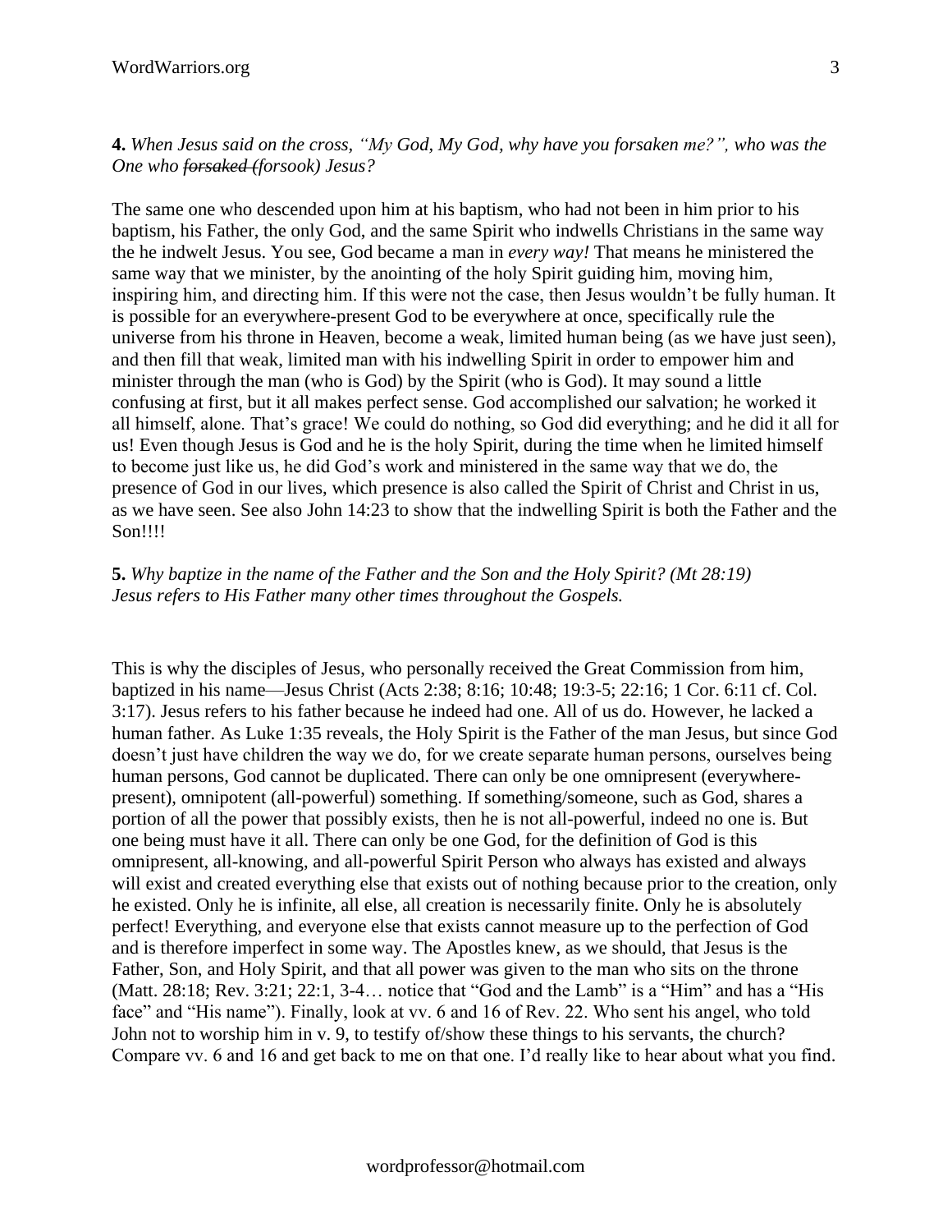**4.** *When Jesus said on the cross, "My God, My God, why have you forsaken me?", who was the One who ~~forsaked (~~forsook) Jesus?*

The same one who descended upon him at his baptism, who had not been in him prior to his baptism, his Father, the only God, and the same Spirit who indwells Christians in the same way the he indwelt Jesus. You see, God became a man in *every way!* That means he ministered the same way that we minister, by the anointing of the holy Spirit guiding him, moving him, inspiring him, and directing him. If this were not the case, then Jesus wouldn't be fully human. It is possible for an everywhere-present God to be everywhere at once, specifically rule the universe from his throne in Heaven, become a weak, limited human being (as we have just seen), and then fill that weak, limited man with his indwelling Spirit in order to empower him and minister through the man (who is God) by the Spirit (who is God). It may sound a little confusing at first, but it all makes perfect sense. God accomplished our salvation; he worked it all himself, alone. That's grace! We could do nothing, so God did everything; and he did it all for us! Even though Jesus is God and he is the holy Spirit, during the time when he limited himself to become just like us, he did God's work and ministered in the same way that we do, the presence of God in our lives, which presence is also called the Spirit of Christ and Christ in us, as we have seen. See also John 14:23 to show that the indwelling Spirit is both the Father and the Son!!!!

**5.** *Why baptize in the name of the Father and the Son and the Holy Spirit? (Mt 28:19) Jesus refers to His Father many other times throughout the Gospels.*

This is why the disciples of Jesus, who personally received the Great Commission from him, baptized in his name—Jesus Christ (Acts 2:38; 8:16; 10:48; 19:3-5; 22:16; 1 Cor. 6:11 cf. Col. 3:17). Jesus refers to his father because he indeed had one. All of us do. However, he lacked a human father. As Luke 1:35 reveals, the Holy Spirit is the Father of the man Jesus, but since God doesn't just have children the way we do, for we create separate human persons, ourselves being human persons, God cannot be duplicated. There can only be one omnipresent (everywhere-present), omnipotent (all-powerful) something. If something/someone, such as God, shares a portion of all the power that possibly exists, then he is not all-powerful, indeed no one is. But one being must have it all. There can only be one God, for the definition of God is this omnipresent, all-knowing, and all-powerful Spirit Person who always has existed and always will exist and created everything else that exists out of nothing because prior to the creation, only he existed. Only he is infinite, all else, all creation is necessarily finite. Only he is absolutely perfect! Everything, and everyone else that exists cannot measure up to the perfection of God and is therefore imperfect in some way. The Apostles knew, as we should, that Jesus is the Father, Son, and Holy Spirit, and that all power was given to the man who sits on the throne (Matt. 28:18; Rev. 3:21; 22:1, 3-4… notice that "God and the Lamb" is a "Him" and has a "His face" and "His name"). Finally, look at vv. 6 and 16 of Rev. 22. Who sent his angel, who told John not to worship him in v. 9, to testify of/show these things to his servants, the church? Compare vv. 6 and 16 and get back to me on that one. I'd really like to hear about what you find.

wordprofessor@hotmail.com